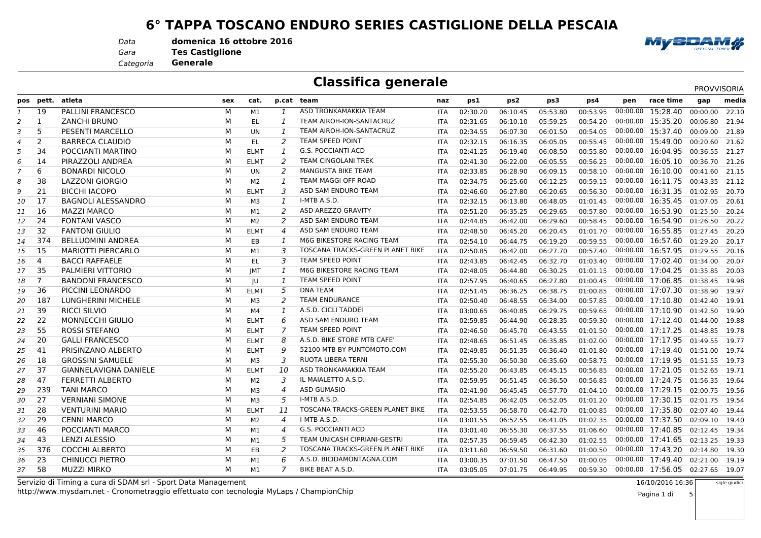# 6° TAPPA TOSCANO ENDURO SERIES CASTIGLIONE DELLA PESCAIA

*Data* **domenica 16 ottobre 2016**
*Gara* **Tes Castiglione**
*Categoria* **Generale**

## Classifica generale

PROVVISORIA

| pos | pett. | atleta | sex | cat. | p.cat | team | naz | ps1 | ps2 | ps3 | ps4 | pen | race time | gap | media |
|---|---|---|---|---|---|---|---|---|---|---|---|---|---|---|---|
| 1 | 19 | PALLINI FRANCESCO | M | M1 | 1 | ASD TRONKAMAKKIA TEAM | ITA | 02:30.20 | 06:10.45 | 05:53.80 | 00:53.95 | 00:00.00 | 15:28.40 | 00:00.00 | 22.10 |
| 2 | 1 | ZANCHI BRUNO | M | EL | 1 | TEAM AIROH-ION-SANTACRUZ | ITA | 02:31.65 | 06:10.10 | 05:59.25 | 00:54.20 | 00:00.00 | 15:35.20 | 00:06.80 | 21.94 |
| 3 | 5 | PESENTI MARCELLO | M | UN | 1 | TEAM AIROH-ION-SANTACRUZ | ITA | 02:34.55 | 06:07.30 | 06:01.50 | 00:54.05 | 00:00.00 | 15:37.40 | 00:09.00 | 21.89 |
| 4 | 2 | BARRECA CLAUDIO | M | EL | 2 | TEAM SPEED POINT | ITA | 02:32.15 | 06:16.35 | 06:05.05 | 00:55.45 | 00:00.00 | 15:49.00 | 00:20.60 | 21.62 |
| 5 | 34 | POCCIANTI MARTINO | M | ELMT | 1 | G.S. POCCIANTI ACD | ITA | 02:41.25 | 06:19.40 | 06:08.50 | 00:55.80 | 00:00.00 | 16:04.95 | 00:36.55 | 21.27 |
| 6 | 14 | PIRAZZOLI ANDREA | M | ELMT | 2 | TEAM CINGOLANI TREK | ITA | 02:41.30 | 06:22.00 | 06:05.55 | 00:56.25 | 00:00.00 | 16:05.10 | 00:36.70 | 21.26 |
| 7 | 6 | BONARDI NICOLO | M | UN | 2 | MANGUSTA BIKE TEAM | ITA | 02:33.85 | 06:28.90 | 06:09.15 | 00:58.10 | 00:00.00 | 16:10.00 | 00:41.60 | 21.15 |
| 8 | 38 | LAZZONI GIORGIO | M | M2 | 1 | TEAM MAGGI OFF ROAD | ITA | 02:34.75 | 06:25.60 | 06:12.25 | 00:59.15 | 00:00.00 | 16:11.75 | 00:43.35 | 21.12 |
| 9 | 21 | BICCHI IACOPO | M | ELMT | 3 | ASD SAM ENDURO TEAM | ITA | 02:46.60 | 06:27.80 | 06:20.65 | 00:56.30 | 00:00.00 | 16:31.35 | 01:02.95 | 20.70 |
| 10 | 17 | BAGNOLI ALESSANDRO | M | M3 | 1 | I-MTB A.S.D. | ITA | 02:32.15 | 06:13.80 | 06:48.05 | 01:01.45 | 00:00.00 | 16:35.45 | 01:07.05 | 20.61 |
| 11 | 16 | MAZZI MARCO | M | M1 | 2 | ASD AREZZO GRAVITY | ITA | 02:51.20 | 06:35.25 | 06:29.65 | 00:57.80 | 00:00.00 | 16:53.90 | 01:25.50 | 20.24 |
| 12 | 24 | FONTANI VASCO | M | M2 | 2 | ASD SAM ENDURO TEAM | ITA | 02:44.85 | 06:42.00 | 06:29.60 | 00:58.45 | 00:00.00 | 16:54.90 | 01:26.50 | 20.22 |
| 13 | 32 | FANTONI GIULIO | M | ELMT | 4 | ASD SAM ENDURO TEAM | ITA | 02:48.50 | 06:45.20 | 06:20.45 | 01:01.70 | 00:00.00 | 16:55.85 | 01:27.45 | 20.20 |
| 14 | 374 | BELLUOMINI ANDREA | M | EB | 1 | M6G BIKESTORE RACING TEAM | ITA | 02:54.10 | 06:44.75 | 06:19.20 | 00:59.55 | 00:00.00 | 16:57.60 | 01:29.20 | 20.17 |
| 15 | 15 | MARIOTTI PIERCARLO | M | M1 | 3 | TOSCANA TRACKS-GREEN PLANET BIKE | ITA | 02:50.85 | 06:42.00 | 06:27.70 | 00:57.40 | 00:00.00 | 16:57.95 | 01:29.55 | 20.16 |
| 16 | 4 | BACCI RAFFAELE | M | EL | 3 | TEAM SPEED POINT | ITA | 02:43.85 | 06:42.45 | 06:32.70 | 01:03.40 | 00:00.00 | 17:02.40 | 01:34.00 | 20.07 |
| 17 | 35 | PALMIERI VITTORIO | M | JMT | 1 | M6G BIKESTORE RACING TEAM | ITA | 02:48.05 | 06:44.80 | 06:30.25 | 01:01.15 | 00:00.00 | 17:04.25 | 01:35.85 | 20.03 |
| 18 | 7 | BANDONI FRANCESCO | M | JU | 1 | TEAM SPEED POINT | ITA | 02:57.95 | 06:40.65 | 06:27.80 | 01:00.45 | 00:00.00 | 17:06.85 | 01:38.45 | 19.98 |
| 19 | 36 | PICCINI LEONARDO | M | ELMT | 5 | DNA TEAM | ITA | 02:51.45 | 06:36.25 | 06:38.75 | 01:00.85 | 00:00.00 | 17:07.30 | 01:38.90 | 19.97 |
| 20 | 187 | LUNGHERINI MICHELE | M | M3 | 2 | TEAM ENDURANCE | ITA | 02:50.40 | 06:48.55 | 06:34.00 | 00:57.85 | 00:00.00 | 17:10.80 | 01:42.40 | 19.91 |
| 21 | 39 | RICCI SILVIO | M | M4 | 1 | A.S.D. CICLI TADDEI | ITA | 03:00.65 | 06:40.85 | 06:29.75 | 00:59.65 | 00:00.00 | 17:10.90 | 01:42.50 | 19.90 |
| 22 | 22 | MONNECCHI GIULIO | M | ELMT | 6 | ASD SAM ENDURO TEAM | ITA | 02:59.85 | 06:44.90 | 06:28.35 | 00:59.30 | 00:00.00 | 17:12.40 | 01:44.00 | 19.88 |
| 23 | 55 | ROSSI STEFANO | M | ELMT | 7 | TEAM SPEED POINT | ITA | 02:46.50 | 06:45.70 | 06:43.55 | 01:01.50 | 00:00.00 | 17:17.25 | 01:48.85 | 19.78 |
| 24 | 20 | GALLI FRANCESCO | M | ELMT | 8 | A.S.D. BIKE STORE MTB CAFE' | ITA | 02:48.65 | 06:51.45 | 06:35.85 | 01:02.00 | 00:00.00 | 17:17.95 | 01:49.55 | 19.77 |
| 25 | 41 | PRISINZANO ALBERTO | M | ELMT | 9 | 52100 MTB BY PUNTOMOTO.COM | ITA | 02:49.85 | 06:51.35 | 06:36.40 | 01:01.80 | 00:00.00 | 17:19.40 | 01:51.00 | 19.74 |
| 26 | 18 | GROSSINI SAMUELE | M | M3 | 3 | RUOTA LIBERA TERNI | ITA | 02:55.30 | 06:50.30 | 06:35.60 | 00:58.75 | 00:00.00 | 17:19.95 | 01:51.55 | 19.73 |
| 27 | 37 | GIANNELAVIGNA DANIELE | M | ELMT | 10 | ASD TRONKAMAKKIA TEAM | ITA | 02:55.20 | 06:43.85 | 06:45.15 | 00:56.85 | 00:00.00 | 17:21.05 | 01:52.65 | 19.71 |
| 28 | 47 | FERRETTI ALBERTO | M | M2 | 3 | IL MAIALETTO A.S.D. | ITA | 02:59.95 | 06:51.45 | 06:36.50 | 00:56.85 | 00:00.00 | 17:24.75 | 01:56.35 | 19.64 |
| 29 | 239 | TANI MARCO | M | M3 | 4 | ASD GUMASIO | ITA | 02:41.90 | 06:45.45 | 06:57.70 | 01:04.10 | 00:00.00 | 17:29.15 | 02:00.75 | 19.56 |
| 30 | 27 | VERNIANI SIMONE | M | M3 | 5 | I-MTB A.S.D. | ITA | 02:54.85 | 06:42.05 | 06:52.05 | 01:01.20 | 00:00.00 | 17:30.15 | 02:01.75 | 19.54 |
| 31 | 28 | VENTURINI MARIO | M | ELMT | 11 | TOSCANA TRACKS-GREEN PLANET BIKE | ITA | 02:53.55 | 06:58.70 | 06:42.70 | 01:00.85 | 00:00.00 | 17:35.80 | 02:07.40 | 19.44 |
| 32 | 29 | CENNI MARCO | M | M2 | 4 | I-MTB A.S.D. | ITA | 03:01.55 | 06:52.55 | 06:41.05 | 01:02.35 | 00:00.00 | 17:37.50 | 02:09.10 | 19.40 |
| 33 | 46 | POCCIANTI MARCO | M | M1 | 4 | G.S. POCCIANTI ACD | ITA | 03:01.40 | 06:55.30 | 06:37.55 | 01:06.60 | 00:00.00 | 17:40.85 | 02:12.45 | 19.34 |
| 34 | 43 | LENZI ALESSIO | M | M1 | 5 | TEAM UNICASH CIPRIANI-GESTRI | ITA | 02:57.35 | 06:59.45 | 06:42.30 | 01:02.55 | 00:00.00 | 17:41.65 | 02:13.25 | 19.33 |
| 35 | 376 | COCCHI ALBERTO | M | EB | 2 | TOSCANA TRACKS-GREEN PLANET BIKE | ITA | 03:11.60 | 06:59.50 | 06:31.60 | 01:00.50 | 00:00.00 | 17:43.20 | 02:14.80 | 19.30 |
| 36 | 23 | CHINUCCI PIETRO | M | M1 | 6 | A.S.D. BICIDAMONTAGNA.COM | ITA | 03:00.35 | 07:01.50 | 06:47.50 | 01:00.05 | 00:00.00 | 17:49.40 | 02:21.00 | 19.19 |
| 37 | 58 | MUZZI MIRKO | M | M1 | 7 | BIKE BEAT A.S.D. | ITA | 03:05.05 | 07:01.75 | 06:49.95 | 00:59.30 | 00:00.00 | 17:56.05 | 02:27.65 | 19.07 |

Servizio di Timing a cura di SDAM srl - Sport Data Management
http://www.mysdam.net - Cronometraggio effettuato con tecnologia MyLaps / ChampionChip

16/10/2016 16:36

sigle giudici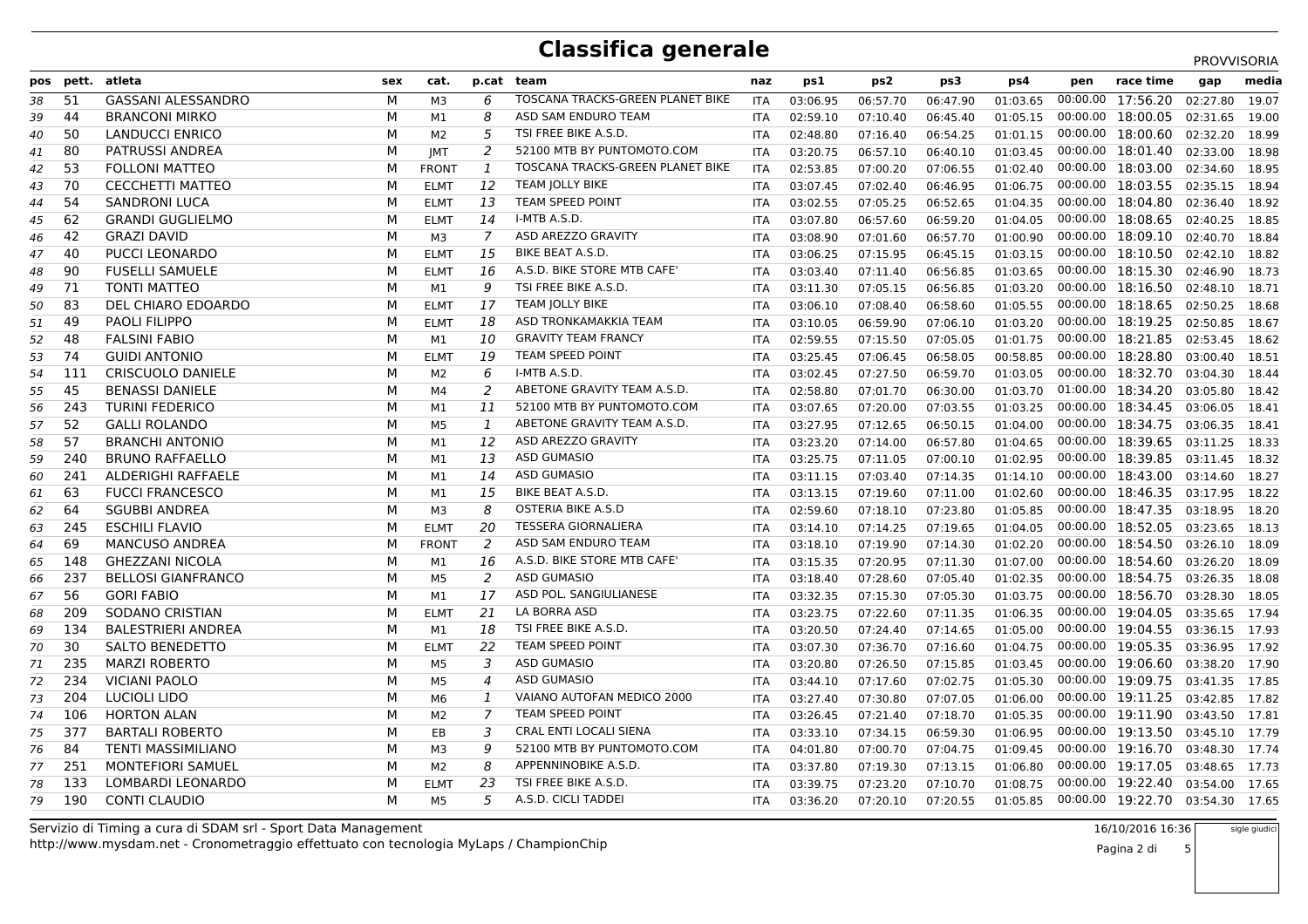# Classifica generale

PROVVISORIA

| pos | pett. | atleta | sex | cat. | p.cat | team | naz | ps1 | ps2 | ps3 | ps4 | pen | race time | gap | media |
|---|---|---|---|---|---|---|---|---|---|---|---|---|---|---|---|
| 38 | 51 | GASSANI ALESSANDRO | M | M3 | 6 | TOSCANA TRACKS-GREEN PLANET BIKE | ITA | 03:06.95 | 06:57.70 | 06:47.90 | 01:03.65 | 00:00.00 | 17:56.20 | 02:27.80 | 19.07 |
| 39 | 44 | BRANCONI MIRKO | M | M1 | 8 | ASD SAM ENDURO TEAM | ITA | 02:59.10 | 07:10.40 | 06:45.40 | 01:05.15 | 00:00.00 | 18:00.05 | 02:31.65 | 19.00 |
| 40 | 50 | LANDUCCI ENRICO | M | M2 | 5 | TSI FREE BIKE A.S.D. | ITA | 02:48.80 | 07:16.40 | 06:54.25 | 01:01.15 | 00:00.00 | 18:00.60 | 02:32.20 | 18.99 |
| 41 | 80 | PATRUSSI ANDREA | M | JMT | 2 | 52100 MTB BY PUNTOMOTO.COM | ITA | 03:20.75 | 06:57.10 | 06:40.10 | 01:03.45 | 00:00.00 | 18:01.40 | 02:33.00 | 18.98 |
| 42 | 53 | FOLLONI MATTEO | M | FRONT | 1 | TOSCANA TRACKS-GREEN PLANET BIKE | ITA | 02:53.85 | 07:00.20 | 07:06.55 | 01:02.40 | 00:00.00 | 18:03.00 | 02:34.60 | 18.95 |
| 43 | 70 | CECCHETTI MATTEO | M | ELMT | 12 | TEAM JOLLY BIKE | ITA | 03:07.45 | 07:02.40 | 06:46.95 | 01:06.75 | 00:00.00 | 18:03.55 | 02:35.15 | 18.94 |
| 44 | 54 | SANDRONI LUCA | M | ELMT | 13 | TEAM SPEED POINT | ITA | 03:02.55 | 07:05.25 | 06:52.65 | 01:04.35 | 00:00.00 | 18:04.80 | 02:36.40 | 18.92 |
| 45 | 62 | GRANDI GUGLIELMO | M | ELMT | 14 | I-MTB A.S.D. | ITA | 03:07.80 | 06:57.60 | 06:59.20 | 01:04.05 | 00:00.00 | 18:08.65 | 02:40.25 | 18.85 |
| 46 | 42 | GRAZI DAVID | M | M3 | 7 | ASD AREZZO GRAVITY | ITA | 03:08.90 | 07:01.60 | 06:57.70 | 01:00.90 | 00:00.00 | 18:09.10 | 02:40.70 | 18.84 |
| 47 | 40 | PUCCI LEONARDO | M | ELMT | 15 | BIKE BEAT A.S.D. | ITA | 03:06.25 | 07:15.95 | 06:45.15 | 01:03.15 | 00:00.00 | 18:10.50 | 02:42.10 | 18.82 |
| 48 | 90 | FUSELLI SAMUELE | M | ELMT | 16 | A.S.D. BIKE STORE MTB CAFE' | ITA | 03:03.40 | 07:11.40 | 06:56.85 | 01:03.65 | 00:00.00 | 18:15.30 | 02:46.90 | 18.73 |
| 49 | 71 | TONTI MATTEO | M | M1 | 9 | TSI FREE BIKE A.S.D. | ITA | 03:11.30 | 07:05.15 | 06:56.85 | 01:03.20 | 00:00.00 | 18:16.50 | 02:48.10 | 18.71 |
| 50 | 83 | DEL CHIARO EDOARDO | M | ELMT | 17 | TEAM JOLLY BIKE | ITA | 03:06.10 | 07:08.40 | 06:58.60 | 01:05.55 | 00:00.00 | 18:18.65 | 02:50.25 | 18.68 |
| 51 | 49 | PAOLI FILIPPO | M | ELMT | 18 | ASD TRONKAMAKKIA TEAM | ITA | 03:10.05 | 06:59.90 | 07:06.10 | 01:03.20 | 00:00.00 | 18:19.25 | 02:50.85 | 18.67 |
| 52 | 48 | FALSINI FABIO | M | M1 | 10 | GRAVITY TEAM FRANCY | ITA | 02:59.55 | 07:15.50 | 07:05.05 | 01:01.75 | 00:00.00 | 18:21.85 | 02:53.45 | 18.62 |
| 53 | 74 | GUIDI ANTONIO | M | ELMT | 19 | TEAM SPEED POINT | ITA | 03:25.45 | 07:06.45 | 06:58.05 | 00:58.85 | 00:00.00 | 18:28.80 | 03:00.40 | 18.51 |
| 54 | 111 | CRISCUOLO DANIELE | M | M2 | 6 | I-MTB A.S.D. | ITA | 03:02.45 | 07:27.50 | 06:59.70 | 01:03.05 | 00:00.00 | 18:32.70 | 03:04.30 | 18.44 |
| 55 | 45 | BENASSI DANIELE | M | M4 | 2 | ABETONE GRAVITY TEAM A.S.D. | ITA | 02:58.80 | 07:01.70 | 06:30.00 | 01:03.70 | 01:00.00 | 18:34.20 | 03:05.80 | 18.42 |
| 56 | 243 | TURINI FEDERICO | M | M1 | 11 | 52100 MTB BY PUNTOMOTO.COM | ITA | 03:07.65 | 07:20.00 | 07:03.55 | 01:03.25 | 00:00.00 | 18:34.45 | 03:06.05 | 18.41 |
| 57 | 52 | GALLI ROLANDO | M | M5 | 1 | ABETONE GRAVITY TEAM A.S.D. | ITA | 03:27.95 | 07:12.65 | 06:50.15 | 01:04.00 | 00:00.00 | 18:34.75 | 03:06.35 | 18.41 |
| 58 | 57 | BRANCHI ANTONIO | M | M1 | 12 | ASD AREZZO GRAVITY | ITA | 03:23.20 | 07:14.00 | 06:57.80 | 01:04.65 | 00:00.00 | 18:39.65 | 03:11.25 | 18.33 |
| 59 | 240 | BRUNO RAFFAELLO | M | M1 | 13 | ASD GUMASIO | ITA | 03:25.75 | 07:11.05 | 07:00.10 | 01:02.95 | 00:00.00 | 18:39.85 | 03:11.45 | 18.32 |
| 60 | 241 | ALDERIGHI RAFFAELE | M | M1 | 14 | ASD GUMASIO | ITA | 03:11.15 | 07:03.40 | 07:14.35 | 01:14.10 | 00:00.00 | 18:43.00 | 03:14.60 | 18.27 |
| 61 | 63 | FUCCI FRANCESCO | M | M1 | 15 | BIKE BEAT A.S.D. | ITA | 03:13.15 | 07:19.60 | 07:11.00 | 01:02.60 | 00:00.00 | 18:46.35 | 03:17.95 | 18.22 |
| 62 | 64 | SGUBBI ANDREA | M | M3 | 8 | OSTERIA BIKE A.S.D | ITA | 02:59.60 | 07:18.10 | 07:23.80 | 01:05.85 | 00:00.00 | 18:47.35 | 03:18.95 | 18.20 |
| 63 | 245 | ESCHILI FLAVIO | M | ELMT | 20 | TESSERA GIORNALIERA | ITA | 03:14.10 | 07:14.25 | 07:19.65 | 01:04.05 | 00:00.00 | 18:52.05 | 03:23.65 | 18.13 |
| 64 | 69 | MANCUSO ANDREA | M | FRONT | 2 | ASD SAM ENDURO TEAM | ITA | 03:18.10 | 07:19.90 | 07:14.30 | 01:02.20 | 00:00.00 | 18:54.50 | 03:26.10 | 18.09 |
| 65 | 148 | GHEZZANI NICOLA | M | M1 | 16 | A.S.D. BIKE STORE MTB CAFE' | ITA | 03:15.35 | 07:20.95 | 07:11.30 | 01:07.00 | 00:00.00 | 18:54.60 | 03:26.20 | 18.09 |
| 66 | 237 | BELLOSI GIANFRANCO | M | M5 | 2 | ASD GUMASIO | ITA | 03:18.40 | 07:28.60 | 07:05.40 | 01:02.35 | 00:00.00 | 18:54.75 | 03:26.35 | 18.08 |
| 67 | 56 | GORI FABIO | M | M1 | 17 | ASD POL. SANGIULIANESE | ITA | 03:32.35 | 07:15.30 | 07:05.30 | 01:03.75 | 00:00.00 | 18:56.70 | 03:28.30 | 18.05 |
| 68 | 209 | SODANO CRISTIAN | M | ELMT | 21 | LA BORRA ASD | ITA | 03:23.75 | 07:22.60 | 07:11.35 | 01:06.35 | 00:00.00 | 19:04.05 | 03:35.65 | 17.94 |
| 69 | 134 | BALESTRIERI ANDREA | M | M1 | 18 | TSI FREE BIKE A.S.D. | ITA | 03:20.50 | 07:24.40 | 07:14.65 | 01:05.00 | 00:00.00 | 19:04.55 | 03:36.15 | 17.93 |
| 70 | 30 | SALTO BENEDETTO | M | ELMT | 22 | TEAM SPEED POINT | ITA | 03:07.30 | 07:36.70 | 07:16.60 | 01:04.75 | 00:00.00 | 19:05.35 | 03:36.95 | 17.92 |
| 71 | 235 | MARZI ROBERTO | M | M5 | 3 | ASD GUMASIO | ITA | 03:20.80 | 07:26.50 | 07:15.85 | 01:03.45 | 00:00.00 | 19:06.60 | 03:38.20 | 17.90 |
| 72 | 234 | VICIANI PAOLO | M | M5 | 4 | ASD GUMASIO | ITA | 03:44.10 | 07:17.60 | 07:02.75 | 01:05.30 | 00:00.00 | 19:09.75 | 03:41.35 | 17.85 |
| 73 | 204 | LUCIOLI LIDO | M | M6 | 1 | VAIANO AUTOFAN MEDICO 2000 | ITA | 03:27.40 | 07:30.80 | 07:07.05 | 01:06.00 | 00:00.00 | 19:11.25 | 03:42.85 | 17.82 |
| 74 | 106 | HORTON ALAN | M | M2 | 7 | TEAM SPEED POINT | ITA | 03:26.45 | 07:21.40 | 07:18.70 | 01:05.35 | 00:00.00 | 19:11.90 | 03:43.50 | 17.81 |
| 75 | 377 | BARTALI ROBERTO | M | EB | 3 | CRAL ENTI LOCALI SIENA | ITA | 03:33.10 | 07:34.15 | 06:59.30 | 01:06.95 | 00:00.00 | 19:13.50 | 03:45.10 | 17.79 |
| 76 | 84 | TENTI MASSIMILIANO | M | M3 | 9 | 52100 MTB BY PUNTOMOTO.COM | ITA | 04:01.80 | 07:00.70 | 07:04.75 | 01:09.45 | 00:00.00 | 19:16.70 | 03:48.30 | 17.74 |
| 77 | 251 | MONTEFIORI SAMUEL | M | M2 | 8 | APPENNINOBIKE A.S.D. | ITA | 03:37.80 | 07:19.30 | 07:13.15 | 01:06.80 | 00:00.00 | 19:17.05 | 03:48.65 | 17.73 |
| 78 | 133 | LOMBARDI LEONARDO | M | ELMT | 23 | TSI FREE BIKE A.S.D. | ITA | 03:39.75 | 07:23.20 | 07:10.70 | 01:08.75 | 00:00.00 | 19:22.40 | 03:54.00 | 17.65 |
| 79 | 190 | CONTI CLAUDIO | M | M5 | 5 | A.S.D. CICLI TADDEI | ITA | 03:36.20 | 07:20.10 | 07:20.55 | 01:05.85 | 00:00.00 | 19:22.70 | 03:54.30 | 17.65 |

Servizio di Timing a cura di SDAM srl - Sport Data Management
http://www.mysdam.net - Cronometraggio effettuato con tecnologia MyLaps / ChampionChip

16/10/2016 16:36

sigle giudici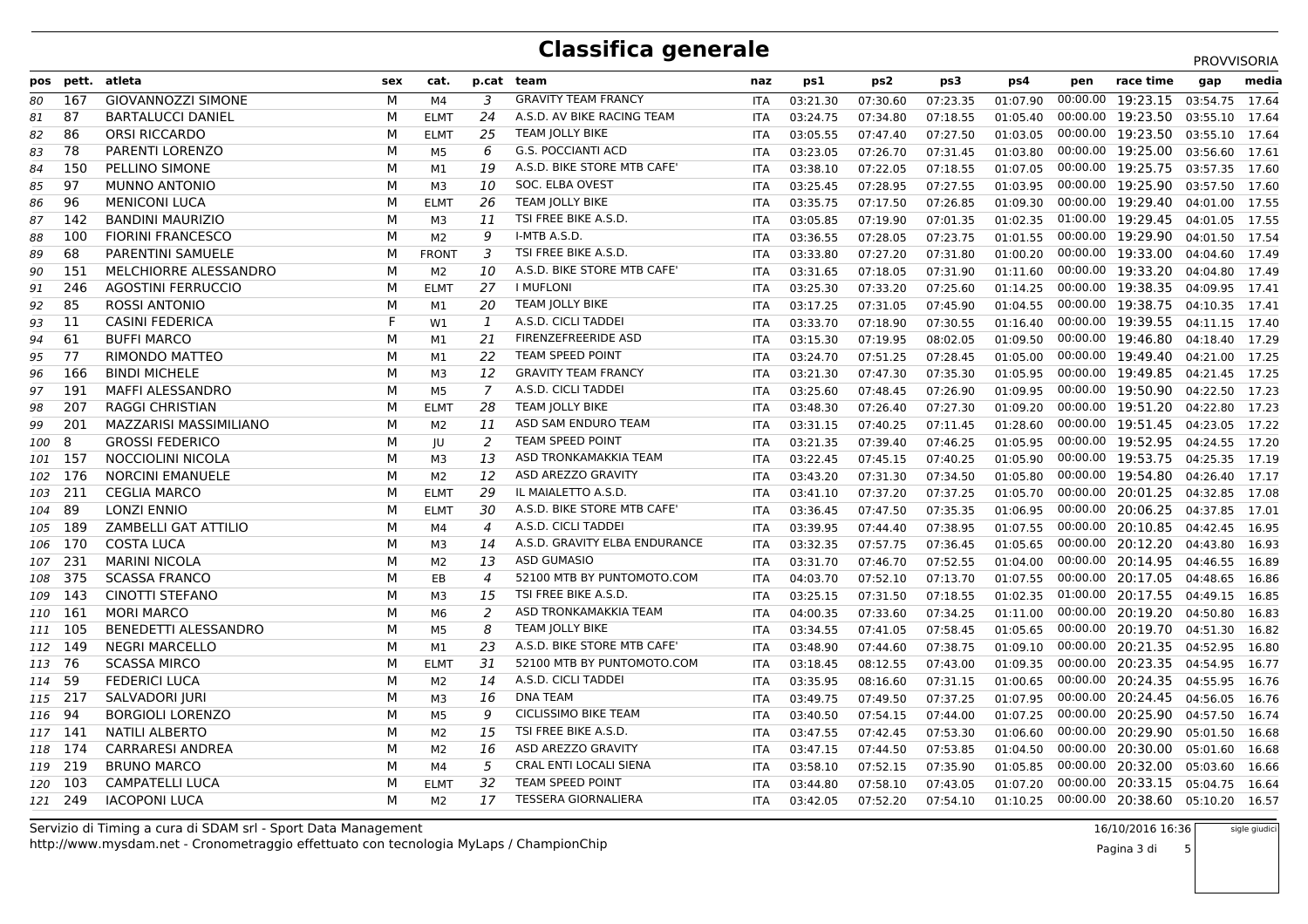# Classifica generale

PROVVISORIA

| pos | pett. | atleta | sex | cat. | p.cat | team | naz | ps1 | ps2 | ps3 | ps4 | pen | race time | gap | media |
|---|---|---|---|---|---|---|---|---|---|---|---|---|---|---|---|
| 80 | 167 | GIOVANNOZZI SIMONE | M | M4 | 3 | GRAVITY TEAM FRANCY | ITA | 03:21.30 | 07:30.60 | 07:23.35 | 01:07.90 | 00:00.00 | 19:23.15 | 03:54.75 | 17.64 |
| 81 | 87 | BARTALUCCI DANIEL | M | ELMT | 24 | A.S.D. AV BIKE RACING TEAM | ITA | 03:24.75 | 07:34.80 | 07:18.55 | 01:05.40 | 00:00.00 | 19:23.50 | 03:55.10 | 17.64 |
| 82 | 86 | ORSI RICCARDO | M | ELMT | 25 | TEAM JOLLY BIKE | ITA | 03:05.55 | 07:47.40 | 07:27.50 | 01:03.05 | 00:00.00 | 19:23.50 | 03:55.10 | 17.64 |
| 83 | 78 | PARENTI LORENZO | M | M5 | 6 | G.S. POCCIANTI ACD | ITA | 03:23.05 | 07:26.70 | 07:31.45 | 01:03.80 | 00:00.00 | 19:25.00 | 03:56.60 | 17.61 |
| 84 | 150 | PELLINO SIMONE | M | M1 | 19 | A.S.D. BIKE STORE MTB CAFE' | ITA | 03:38.10 | 07:22.05 | 07:18.55 | 01:07.05 | 00:00.00 | 19:25.75 | 03:57.35 | 17.60 |
| 85 | 97 | MUNNO ANTONIO | M | M3 | 10 | SOC. ELBA OVEST | ITA | 03:25.45 | 07:28.95 | 07:27.55 | 01:03.95 | 00:00.00 | 19:25.90 | 03:57.50 | 17.60 |
| 86 | 96 | MENICONI LUCA | M | ELMT | 26 | TEAM JOLLY BIKE | ITA | 03:35.75 | 07:17.50 | 07:26.85 | 01:09.30 | 00:00.00 | 19:29.40 | 04:01.00 | 17.55 |
| 87 | 142 | BANDINI MAURIZIO | M | M3 | 11 | TSI FREE BIKE A.S.D. | ITA | 03:05.85 | 07:19.90 | 07:01.35 | 01:02.35 | 01:00.00 | 19:29.45 | 04:01.05 | 17.55 |
| 88 | 100 | FIORINI FRANCESCO | M | M2 | 9 | I-MTB A.S.D. | ITA | 03:36.55 | 07:28.05 | 07:23.75 | 01:01.55 | 00:00.00 | 19:29.90 | 04:01.50 | 17.54 |
| 89 | 68 | PARENTINI SAMUELE | M | FRONT | 3 | TSI FREE BIKE A.S.D. | ITA | 03:33.80 | 07:27.20 | 07:31.80 | 01:00.20 | 00:00.00 | 19:33.00 | 04:04.60 | 17.49 |
| 90 | 151 | MELCHIORRE ALESSANDRO | M | M2 | 10 | A.S.D. BIKE STORE MTB CAFE' | ITA | 03:31.65 | 07:18.05 | 07:31.90 | 01:11.60 | 00:00.00 | 19:33.20 | 04:04.80 | 17.49 |
| 91 | 246 | AGOSTINI FERRUCCIO | M | ELMT | 27 | I MUFLONI | ITA | 03:25.30 | 07:33.20 | 07:25.60 | 01:14.25 | 00:00.00 | 19:38.35 | 04:09.95 | 17.41 |
| 92 | 85 | ROSSI ANTONIO | M | M1 | 20 | TEAM JOLLY BIKE | ITA | 03:17.25 | 07:31.05 | 07:45.90 | 01:04.55 | 00:00.00 | 19:38.75 | 04:10.35 | 17.41 |
| 93 | 11 | CASINI FEDERICA | F | W1 | 1 | A.S.D. CICLI TADDEI | ITA | 03:33.70 | 07:18.90 | 07:30.55 | 01:16.40 | 00:00.00 | 19:39.55 | 04:11.15 | 17.40 |
| 94 | 61 | BUFFI MARCO | M | M1 | 21 | FIRENZEFREERIDE ASD | ITA | 03:15.30 | 07:19.95 | 08:02.05 | 01:09.50 | 00:00.00 | 19:46.80 | 04:18.40 | 17.29 |
| 95 | 77 | RIMONDO MATTEO | M | M1 | 22 | TEAM SPEED POINT | ITA | 03:24.70 | 07:51.25 | 07:28.45 | 01:05.00 | 00:00.00 | 19:49.40 | 04:21.00 | 17.25 |
| 96 | 166 | BINDI MICHELE | M | M3 | 12 | GRAVITY TEAM FRANCY | ITA | 03:21.30 | 07:47.30 | 07:35.30 | 01:05.95 | 00:00.00 | 19:49.85 | 04:21.45 | 17.25 |
| 97 | 191 | MAFFI ALESSANDRO | M | M5 | 7 | A.S.D. CICLI TADDEI | ITA | 03:25.60 | 07:48.45 | 07:26.90 | 01:09.95 | 00:00.00 | 19:50.90 | 04:22.50 | 17.23 |
| 98 | 207 | RAGGI CHRISTIAN | M | ELMT | 28 | TEAM JOLLY BIKE | ITA | 03:48.30 | 07:26.40 | 07:27.30 | 01:09.20 | 00:00.00 | 19:51.20 | 04:22.80 | 17.23 |
| 99 | 201 | MAZZARISI MASSIMILIANO | M | M2 | 11 | ASD SAM ENDURO TEAM | ITA | 03:31.15 | 07:40.25 | 07:11.45 | 01:28.60 | 00:00.00 | 19:51.45 | 04:23.05 | 17.22 |
| 100 | 8 | GROSSI FEDERICO | M | JU | 2 | TEAM SPEED POINT | ITA | 03:21.35 | 07:39.40 | 07:46.25 | 01:05.95 | 00:00.00 | 19:52.95 | 04:24.55 | 17.20 |
| 101 | 157 | NOCCIOLINI NICOLA | M | M3 | 13 | ASD TRONKAMAKKIA TEAM | ITA | 03:22.45 | 07:45.15 | 07:40.25 | 01:05.90 | 00:00.00 | 19:53.75 | 04:25.35 | 17.19 |
| 102 | 176 | NORCINI EMANUELE | M | M2 | 12 | ASD AREZZO GRAVITY | ITA | 03:43.20 | 07:31.30 | 07:34.50 | 01:05.80 | 00:00.00 | 19:54.80 | 04:26.40 | 17.17 |
| 103 | 211 | CEGLIA MARCO | M | ELMT | 29 | IL MAIALETTO A.S.D. | ITA | 03:41.10 | 07:37.20 | 07:37.25 | 01:05.70 | 00:00.00 | 20:01.25 | 04:32.85 | 17.08 |
| 104 | 89 | LONZI ENNIO | M | ELMT | 30 | A.S.D. BIKE STORE MTB CAFE' | ITA | 03:36.45 | 07:47.50 | 07:35.35 | 01:06.95 | 00:00.00 | 20:06.25 | 04:37.85 | 17.01 |
| 105 | 189 | ZAMBELLI GAT ATTILIO | M | M4 | 4 | A.S.D. CICLI TADDEI | ITA | 03:39.95 | 07:44.40 | 07:38.95 | 01:07.55 | 00:00.00 | 20:10.85 | 04:42.45 | 16.95 |
| 106 | 170 | COSTA LUCA | M | M3 | 14 | A.S.D. GRAVITY ELBA ENDURANCE | ITA | 03:32.35 | 07:57.75 | 07:36.45 | 01:05.65 | 00:00.00 | 20:12.20 | 04:43.80 | 16.93 |
| 107 | 231 | MARINI NICOLA | M | M2 | 13 | ASD GUMASIO | ITA | 03:31.70 | 07:46.70 | 07:52.55 | 01:04.00 | 00:00.00 | 20:14.95 | 04:46.55 | 16.89 |
| 108 | 375 | SCASSA FRANCO | M | EB | 4 | 52100 MTB BY PUNTOMOTO.COM | ITA | 04:03.70 | 07:52.10 | 07:13.70 | 01:07.55 | 00:00.00 | 20:17.05 | 04:48.65 | 16.86 |
| 109 | 143 | CINOTTI STEFANO | M | M3 | 15 | TSI FREE BIKE A.S.D. | ITA | 03:25.15 | 07:31.50 | 07:18.55 | 01:02.35 | 01:00.00 | 20:17.55 | 04:49.15 | 16.85 |
| 110 | 161 | MORI MARCO | M | M6 | 2 | ASD TRONKAMAKKIA TEAM | ITA | 04:00.35 | 07:33.60 | 07:34.25 | 01:11.00 | 00:00.00 | 20:19.20 | 04:50.80 | 16.83 |
| 111 | 105 | BENEDETTI ALESSANDRO | M | M5 | 8 | TEAM JOLLY BIKE | ITA | 03:34.55 | 07:41.05 | 07:58.45 | 01:05.65 | 00:00.00 | 20:19.70 | 04:51.30 | 16.82 |
| 112 | 149 | NEGRI MARCELLO | M | M1 | 23 | A.S.D. BIKE STORE MTB CAFE' | ITA | 03:48.90 | 07:44.60 | 07:38.75 | 01:09.10 | 00:00.00 | 20:21.35 | 04:52.95 | 16.80 |
| 113 | 76 | SCASSA MIRCO | M | ELMT | 31 | 52100 MTB BY PUNTOMOTO.COM | ITA | 03:18.45 | 08:12.55 | 07:43.00 | 01:09.35 | 00:00.00 | 20:23.35 | 04:54.95 | 16.77 |
| 114 | 59 | FEDERICI LUCA | M | M2 | 14 | A.S.D. CICLI TADDEI | ITA | 03:35.95 | 08:16.60 | 07:31.15 | 01:00.65 | 00:00.00 | 20:24.35 | 04:55.95 | 16.76 |
| 115 | 217 | SALVADORI JURI | M | M3 | 16 | DNA TEAM | ITA | 03:49.75 | 07:49.50 | 07:37.25 | 01:07.95 | 00:00.00 | 20:24.45 | 04:56.05 | 16.76 |
| 116 | 94 | BORGIOLI LORENZO | M | M5 | 9 | CICLISSIMO BIKE TEAM | ITA | 03:40.50 | 07:54.15 | 07:44.00 | 01:07.25 | 00:00.00 | 20:25.90 | 04:57.50 | 16.74 |
| 117 | 141 | NATILI ALBERTO | M | M2 | 15 | TSI FREE BIKE A.S.D. | ITA | 03:47.55 | 07:42.45 | 07:53.30 | 01:06.60 | 00:00.00 | 20:29.90 | 05:01.50 | 16.68 |
| 118 | 174 | CARRARESI ANDREA | M | M2 | 16 | ASD AREZZO GRAVITY | ITA | 03:47.15 | 07:44.50 | 07:53.85 | 01:04.50 | 00:00.00 | 20:30.00 | 05:01.60 | 16.68 |
| 119 | 219 | BRUNO MARCO | M | M4 | 5 | CRAL ENTI LOCALI SIENA | ITA | 03:58.10 | 07:52.15 | 07:35.90 | 01:05.85 | 00:00.00 | 20:32.00 | 05:03.60 | 16.66 |
| 120 | 103 | CAMPATELLI LUCA | M | ELMT | 32 | TEAM SPEED POINT | ITA | 03:44.80 | 07:58.10 | 07:43.05 | 01:07.20 | 00:00.00 | 20:33.15 | 05:04.75 | 16.64 |
| 121 | 249 | IACOPONI LUCA | M | M2 | 17 | TESSERA GIORNALIERA | ITA | 03:42.05 | 07:52.20 | 07:54.10 | 01:10.25 | 00:00.00 | 20:38.60 | 05:10.20 | 16.57 |

Servizio di Timing a cura di SDAM srl - Sport Data Management
http://www.mysdam.net - Cronometraggio effettuato con tecnologia MyLaps / ChampionChip

16/10/2016 16:36

sigle giudici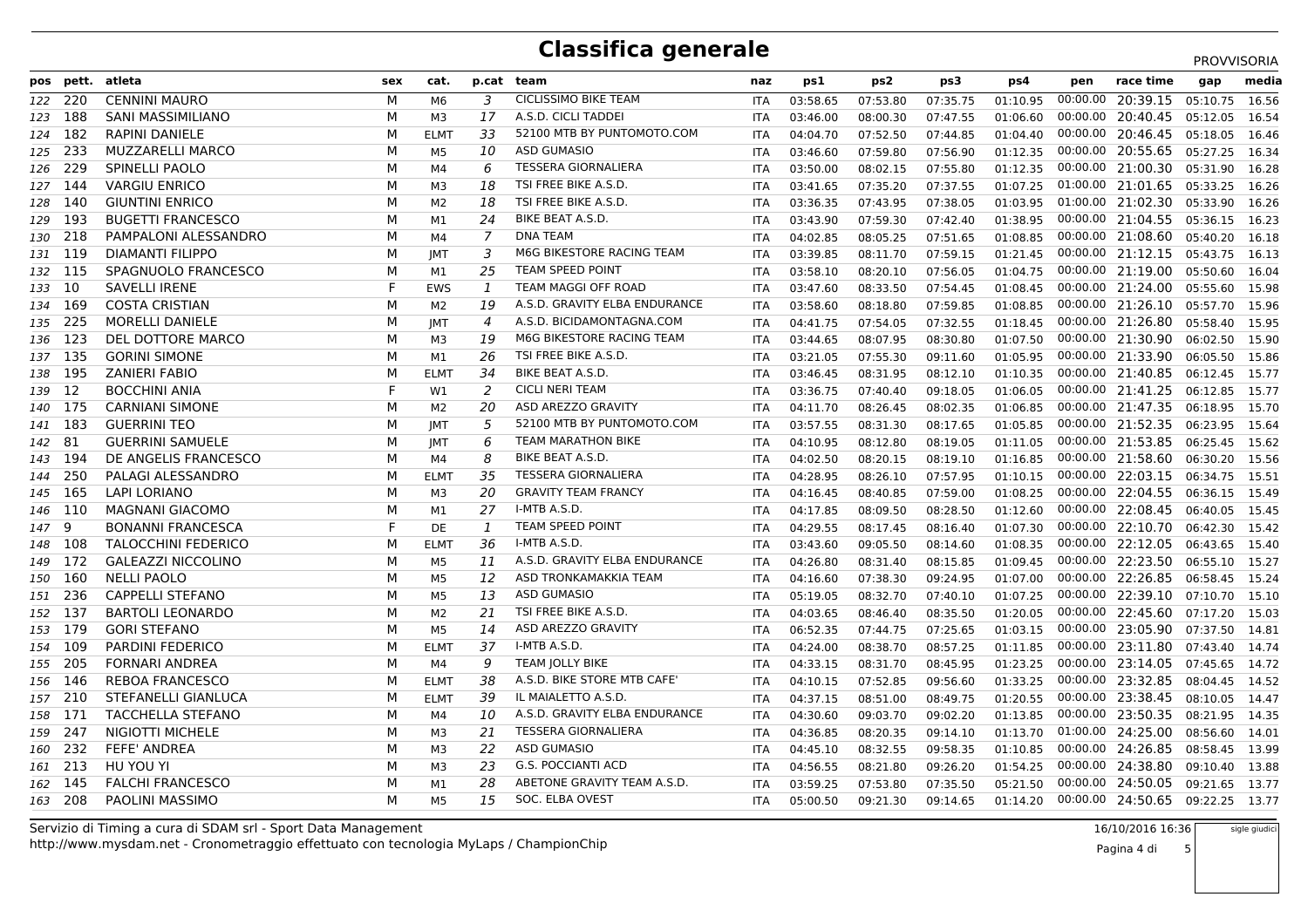# Classifica generale

PROVVISORIA

| pos | pett. | atleta | sex | cat. | p.cat | team | naz | ps1 | ps2 | ps3 | ps4 | pen | race time | gap | media |
|---|---|---|---|---|---|---|---|---|---|---|---|---|---|---|---|
| 122 | 220 | CENNINI MAURO | M | M6 | 3 | CICLISSIMO BIKE TEAM | ITA | 03:58.65 | 07:53.80 | 07:35.75 | 01:10.95 | 00:00.00 | 20:39.15 | 05:10.75 | 16.56 |
| 123 | 188 | SANI MASSIMILIANO | M | M3 | 17 | A.S.D. CICLI TADDEI | ITA | 03:46.00 | 08:00.30 | 07:47.55 | 01:06.60 | 00:00.00 | 20:40.45 | 05:12.05 | 16.54 |
| 124 | 182 | RAPINI DANIELE | M | ELMT | 33 | 52100 MTB BY PUNTOMOTO.COM | ITA | 04:04.70 | 07:52.50 | 07:44.85 | 01:04.40 | 00:00.00 | 20:46.45 | 05:18.05 | 16.46 |
| 125 | 233 | MUZZARELLI MARCO | M | M5 | 10 | ASD GUMASIO | ITA | 03:46.60 | 07:59.80 | 07:56.90 | 01:12.35 | 00:00.00 | 20:55.65 | 05:27.25 | 16.34 |
| 126 | 229 | SPINELLI PAOLO | M | M4 | 6 | TESSERA GIORNALIERA | ITA | 03:50.00 | 08:02.15 | 07:55.80 | 01:12.35 | 00:00.00 | 21:00.30 | 05:31.90 | 16.28 |
| 127 | 144 | VARGIU ENRICO | M | M3 | 18 | TSI FREE BIKE A.S.D. | ITA | 03:41.65 | 07:35.20 | 07:37.55 | 01:07.25 | 01:00.00 | 21:01.65 | 05:33.25 | 16.26 |
| 128 | 140 | GIUNTINI ENRICO | M | M2 | 18 | TSI FREE BIKE A.S.D. | ITA | 03:36.35 | 07:43.95 | 07:38.75 | 01:03.95 | 01:00.00 | 21:02.30 | 05:33.90 | 16.26 |
| 129 | 193 | BUGETTI FRANCESCO | M | M1 | 24 | BIKE BEAT A.S.D. | ITA | 03:43.90 | 07:59.30 | 07:42.40 | 01:38.95 | 00:00.00 | 21:04.55 | 05:36.15 | 16.23 |
| 130 | 218 | PAMPALONI ALESSANDRO | M | M4 | 7 | DNA TEAM | ITA | 04:02.85 | 08:05.25 | 07:51.65 | 01:08.85 | 00:00.00 | 21:08.60 | 05:40.20 | 16.18 |
| 131 | 119 | DIAMANTI FILIPPO | M | JMT | 3 | M6G BIKESTORE RACING TEAM | ITA | 03:39.85 | 08:11.70 | 07:59.15 | 01:21.45 | 00:00.00 | 21:12.15 | 05:43.75 | 16.13 |
| 132 | 115 | SPAGNUOLO FRANCESCO | M | M1 | 25 | TEAM SPEED POINT | ITA | 03:58.10 | 08:20.10 | 07:56.05 | 01:04.75 | 00:00.00 | 21:19.00 | 05:50.60 | 16.04 |
| 133 | 10 | SAVELLI IRENE | F | EWS | 1 | TEAM MAGGI OFF ROAD | ITA | 03:47.60 | 08:33.50 | 07:54.45 | 01:08.45 | 00:00.00 | 21:24.00 | 05:55.60 | 15.98 |
| 134 | 169 | COSTA CRISTIAN | M | M2 | 19 | A.S.D. GRAVITY ELBA ENDURANCE | ITA | 03:58.60 | 08:18.80 | 07:59.85 | 01:08.85 | 00:00.00 | 21:26.10 | 05:57.70 | 15.96 |
| 135 | 225 | MORELLI DANIELE | M | JMT | 4 | A.S.D. BICIDAMONTAGNA.COM | ITA | 04:41.75 | 07:54.05 | 07:32.55 | 01:18.45 | 00:00.00 | 21:26.80 | 05:58.40 | 15.95 |
| 136 | 123 | DEL DOTTORE MARCO | M | M3 | 19 | M6G BIKESTORE RACING TEAM | ITA | 03:44.65 | 08:07.95 | 08:30.80 | 01:07.50 | 00:00.00 | 21:30.90 | 06:02.50 | 15.90 |
| 137 | 135 | GORINI SIMONE | M | M1 | 26 | TSI FREE BIKE A.S.D. | ITA | 03:21.05 | 07:55.30 | 09:11.60 | 01:05.95 | 00:00.00 | 21:33.90 | 06:05.50 | 15.86 |
| 138 | 195 | ZANIERI FABIO | M | ELMT | 34 | BIKE BEAT A.S.D. | ITA | 03:46.45 | 08:31.95 | 08:12.10 | 01:10.35 | 00:00.00 | 21:40.85 | 06:12.45 | 15.77 |
| 139 | 12 | BOCCHINI ANIA | F | W1 | 2 | CICLI NERI TEAM | ITA | 03:36.75 | 07:40.40 | 09:18.05 | 01:06.05 | 00:00.00 | 21:41.25 | 06:12.85 | 15.77 |
| 140 | 175 | CARNIANI SIMONE | M | M2 | 20 | ASD AREZZO GRAVITY | ITA | 04:11.70 | 08:26.45 | 08:02.35 | 01:06.85 | 00:00.00 | 21:47.35 | 06:18.95 | 15.70 |
| 141 | 183 | GUERRINI TEO | M | JMT | 5 | 52100 MTB BY PUNTOMOTO.COM | ITA | 03:57.55 | 08:31.30 | 08:17.65 | 01:05.85 | 00:00.00 | 21:52.35 | 06:23.95 | 15.64 |
| 142 | 81 | GUERRINI SAMUELE | M | JMT | 6 | TEAM MARATHON BIKE | ITA | 04:10.95 | 08:12.80 | 08:19.05 | 01:11.05 | 00:00.00 | 21:53.85 | 06:25.45 | 15.62 |
| 143 | 194 | DE ANGELIS FRANCESCO | M | M4 | 8 | BIKE BEAT A.S.D. | ITA | 04:02.50 | 08:20.15 | 08:19.10 | 01:16.85 | 00:00.00 | 21:58.60 | 06:30.20 | 15.56 |
| 144 | 250 | PALAGI ALESSANDRO | M | ELMT | 35 | TESSERA GIORNALIERA | ITA | 04:28.95 | 08:26.10 | 07:57.95 | 01:10.15 | 00:00.00 | 22:03.15 | 06:34.75 | 15.51 |
| 145 | 165 | LAPI LORIANO | M | M3 | 20 | GRAVITY TEAM FRANCY | ITA | 04:16.45 | 08:40.85 | 07:59.00 | 01:08.25 | 00:00.00 | 22:04.55 | 06:36.15 | 15.49 |
| 146 | 110 | MAGNANI GIACOMO | M | M1 | 27 | I-MTB A.S.D. | ITA | 04:17.85 | 08:09.50 | 08:28.50 | 01:12.60 | 00:00.00 | 22:08.45 | 06:40.05 | 15.45 |
| 147 | 9 | BONANNI FRANCESCA | F | DE | 1 | TEAM SPEED POINT | ITA | 04:29.55 | 08:17.45 | 08:16.40 | 01:07.30 | 00:00.00 | 22:10.70 | 06:42.30 | 15.42 |
| 148 | 108 | TALOCCHINI FEDERICO | M | ELMT | 36 | I-MTB A.S.D. | ITA | 03:43.60 | 09:05.50 | 08:14.60 | 01:08.35 | 00:00.00 | 22:12.05 | 06:43.65 | 15.40 |
| 149 | 172 | GALEAZZI NICCOLINO | M | M5 | 11 | A.S.D. GRAVITY ELBA ENDURANCE | ITA | 04:26.80 | 08:31.45 | 08:15.85 | 01:09.45 | 00:00.00 | 22:23.50 | 06:55.10 | 15.27 |
| 150 | 160 | NELLI PAOLO | M | M5 | 12 | ASD TRONKAMAKKIA TEAM | ITA | 04:16.60 | 07:38.30 | 09:24.95 | 01:07.00 | 00:00.00 | 22:26.85 | 06:58.45 | 15.24 |
| 151 | 236 | CAPPELLI STEFANO | M | M5 | 13 | ASD GUMASIO | ITA | 05:19.05 | 08:32.70 | 07:40.10 | 01:07.25 | 00:00.00 | 22:39.10 | 07:10.70 | 15.10 |
| 152 | 137 | BARTOLI LEONARDO | M | M2 | 21 | TSI FREE BIKE A.S.D. | ITA | 04:03.65 | 08:46.40 | 08:35.50 | 01:20.05 | 00:00.00 | 22:45.60 | 07:17.20 | 15.03 |
| 153 | 179 | GORI STEFANO | M | M5 | 14 | ASD AREZZO GRAVITY | ITA | 06:52.35 | 07:44.75 | 07:25.65 | 01:03.15 | 00:00.00 | 23:05.90 | 07:37.50 | 14.81 |
| 154 | 109 | PARDINI FEDERICO | M | ELMT | 37 | I-MTB A.S.D. | ITA | 04:24.00 | 08:38.70 | 08:57.25 | 01:11.85 | 00:00.00 | 23:11.80 | 07:43.40 | 14.74 |
| 155 | 205 | FORNARI ANDREA | M | M4 | 9 | TEAM JOLLY BIKE | ITA | 04:33.15 | 08:31.70 | 08:45.95 | 01:23.25 | 00:00.00 | 23:14.05 | 07:45.65 | 14.72 |
| 156 | 146 | REBOA FRANCESCO | M | ELMT | 38 | A.S.D. BIKE STORE MTB CAFE' | ITA | 04:10.15 | 07:52.85 | 09:56.60 | 01:33.25 | 00:00.00 | 23:32.85 | 08:04.45 | 14.52 |
| 157 | 210 | STEFANELLI GIANLUCA | M | ELMT | 39 | IL MAIALETTO A.S.D. | ITA | 04:37.15 | 08:51.00 | 08:49.75 | 01:20.55 | 00:00.00 | 23:38.45 | 08:10.05 | 14.47 |
| 158 | 171 | TACCHELLA STEFANO | M | M4 | 10 | A.S.D. GRAVITY ELBA ENDURANCE | ITA | 04:30.60 | 09:03.70 | 09:02.20 | 01:13.85 | 00:00.00 | 23:50.35 | 08:21.95 | 14.35 |
| 159 | 247 | NIGIOTTI MICHELE | M | M3 | 21 | TESSERA GIORNALIERA | ITA | 04:36.85 | 08:20.35 | 09:14.10 | 01:13.70 | 01:00.00 | 24:25.00 | 08:56.60 | 14.01 |
| 160 | 232 | FEFE' ANDREA | M | M3 | 22 | ASD GUMASIO | ITA | 04:45.10 | 08:32.55 | 09:58.35 | 01:10.85 | 00:00.00 | 24:26.85 | 08:58.45 | 13.99 |
| 161 | 213 | HU YOU YI | M | M3 | 23 | G.S. POCCIANTI ACD | ITA | 04:56.55 | 08:21.80 | 09:26.20 | 01:54.25 | 00:00.00 | 24:38.80 | 09:10.40 | 13.88 |
| 162 | 145 | FALCHI FRANCESCO | M | M1 | 28 | ABETONE GRAVITY TEAM A.S.D. | ITA | 03:59.25 | 07:53.80 | 07:35.50 | 05:21.50 | 00:00.00 | 24:50.05 | 09:21.65 | 13.77 |
| 163 | 208 | PAOLINI MASSIMO | M | M5 | 15 | SOC. ELBA OVEST | ITA | 05:00.50 | 09:21.30 | 09:14.65 | 01:14.20 | 00:00.00 | 24:50.65 | 09:22.25 | 13.77 |

Servizio di Timing a cura di SDAM srl - Sport Data Management
http://www.mysdam.net - Cronometraggio effettuato con tecnologia MyLaps / ChampionChip

16/10/2016 16:36

sigle giudici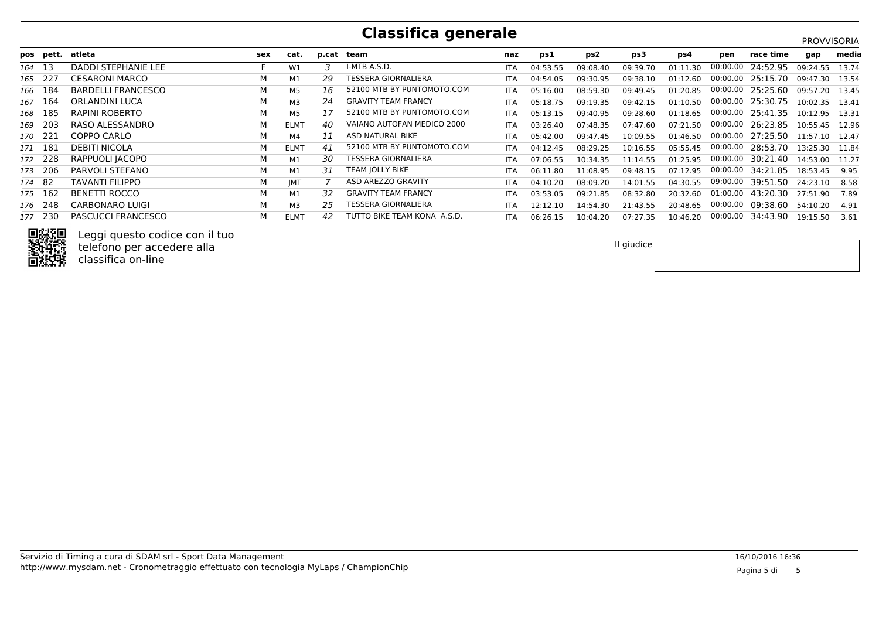# Classifica generale

PROVVISORIA

| pos | pett. | atleta | sex | cat. | p.cat | team | naz | ps1 | ps2 | ps3 | ps4 | pen | race time | gap | media |
|---|---|---|---|---|---|---|---|---|---|---|---|---|---|---|---|
| 164 | 13 | DADDI STEPHANIE LEE | F | W1 | 3 | I-MTB A.S.D. | ITA | 04:53.55 | 09:08.40 | 09:39.70 | 01:11.30 | 00:00.00 | 24:52.95 | 09:24.55 | 13.74 |
| 165 | 227 | CESARONI MARCO | M | M1 | 29 | TESSERA GIORNALIERA | ITA | 04:54.05 | 09:30.95 | 09:38.10 | 01:12.60 | 00:00.00 | 25:15.70 | 09:47.30 | 13.54 |
| 166 | 184 | BARDELLI FRANCESCO | M | M5 | 16 | 52100 MTB BY PUNTOMOTO.COM | ITA | 05:16.00 | 08:59.30 | 09:49.45 | 01:20.85 | 00:00.00 | 25:25.60 | 09:57.20 | 13.45 |
| 167 | 164 | ORLANDINI LUCA | M | M3 | 24 | GRAVITY TEAM FRANCY | ITA | 05:18.75 | 09:19.35 | 09:42.15 | 01:10.50 | 00:00.00 | 25:30.75 | 10:02.35 | 13.41 |
| 168 | 185 | RAPINI ROBERTO | M | M5 | 17 | 52100 MTB BY PUNTOMOTO.COM | ITA | 05:13.15 | 09:40.95 | 09:28.60 | 01:18.65 | 00:00.00 | 25:41.35 | 10:12.95 | 13.31 |
| 169 | 203 | RASO ALESSANDRO | M | ELMT | 40 | VAIANO AUTOFAN MEDICO 2000 | ITA | 03:26.40 | 07:48.35 | 07:47.60 | 07:21.50 | 00:00.00 | 26:23.85 | 10:55.45 | 12.96 |
| 170 | 221 | COPPO CARLO | M | M4 | 11 | ASD NATURAL BIKE | ITA | 05:42.00 | 09:47.45 | 10:09.55 | 01:46.50 | 00:00.00 | 27:25.50 | 11:57.10 | 12.47 |
| 171 | 181 | DEBITI NICOLA | M | ELMT | 41 | 52100 MTB BY PUNTOMOTO.COM | ITA | 04:12.45 | 08:29.25 | 10:16.55 | 05:55.45 | 00:00.00 | 28:53.70 | 13:25.30 | 11.84 |
| 172 | 228 | RAPPUOLI JACOPO | M | M1 | 30 | TESSERA GIORNALIERA | ITA | 07:06.55 | 10:34.35 | 11:14.55 | 01:25.95 | 00:00.00 | 30:21.40 | 14:53.00 | 11.27 |
| 173 | 206 | PARVOLI STEFANO | M | M1 | 31 | TEAM JOLLY BIKE | ITA | 06:11.80 | 11:08.95 | 09:48.15 | 07:12.95 | 00:00.00 | 34:21.85 | 18:53.45 | 9.95 |
| 174 | 82 | TAVANTI FILIPPO | M | JMT | 7 | ASD AREZZO GRAVITY | ITA | 04:10.20 | 08:09.20 | 14:01.55 | 04:30.55 | 09:00.00 | 39:51.50 | 24:23.10 | 8.58 |
| 175 | 162 | BENETTI ROCCO | M | M1 | 32 | GRAVITY TEAM FRANCY | ITA | 03:53.05 | 09:21.85 | 08:32.80 | 20:32.60 | 01:00.00 | 43:20.30 | 27:51.90 | 7.89 |
| 176 | 248 | CARBONARO LUIGI | M | M3 | 25 | TESSERA GIORNALIERA | ITA | 12:12.10 | 14:54.30 | 21:43.55 | 20:48.65 | 00:00.00 | 09:38.60 | 54:10.20 | 4.91 |
| 177 | 230 | PASCUCCI FRANCESCO | M | ELMT | 42 | TUTTO BIKE TEAM KONA A.S.D. | ITA | 06:26.15 | 10:04.20 | 07:27.35 | 10:46.20 | 00:00.00 | 34:43.90 | 19:15.50 | 3.61 |

Leggi questo codice con il tuo telefono per accedere alla classifica on-line

Il giudice

Servizio di Timing a cura di SDAM srl - Sport Data Management
http://www.mysdam.net - Cronometraggio effettuato con tecnologia MyLaps / ChampionChip

16/10/2016 16:36